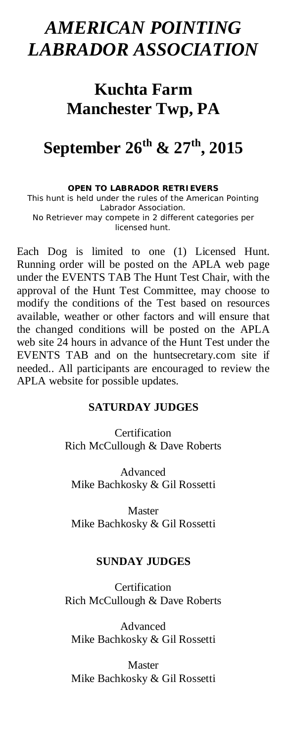# *AMERICAN POINTING LABRADOR ASSOCIATION*

## Kuchta Farm
## Manchester Twp, PA

## September 26th & 27th, 2015

**OPEN TO LABRADOR RETRIEVERS**

This hunt is held under the rules of the American Pointing Labrador Association.
No Retriever may compete in 2 different categories per licensed hunt.

Each Dog is limited to one (1) Licensed Hunt. Running order will be posted on the APLA web page under the EVENTS TAB The Hunt Test Chair, with the approval of the Hunt Test Committee, may choose to modify the conditions of the Test based on resources available, weather or other factors and will ensure that the changed conditions will be posted on the APLA web site 24 hours in advance of the Hunt Test under the EVENTS TAB and on the huntsecretary.com site if needed.. All participants are encouraged to review the APLA website for possible updates.

### SATURDAY JUDGES

Certification
Rich McCullough & Dave Roberts

Advanced
Mike Bachkosky & Gil Rossetti

Master
Mike Bachkosky & Gil Rossetti

### SUNDAY JUDGES

Certification
Rich McCullough & Dave Roberts

Advanced
Mike Bachkosky & Gil Rossetti

Master
Mike Bachkosky & Gil Rossetti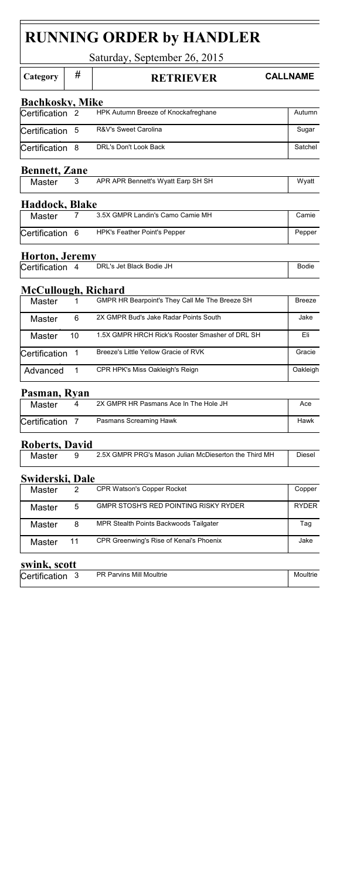# RUNNING ORDER by HANDLER

Saturday, September 26, 2015

| Category | # | RETRIEVER | CALLNAME |
|---|---|---|---|
| **Bachkosky, Mike** | | | |
| Certification | 2 | HPK Autumn Breeze of Knockafreghane | Autumn |
| Certification | 5 | R&V's Sweet Carolina | Sugar |
| Certification | 8 | DRL's Don't Look Back | Satchel |
| **Bennett, Zane** | | | |
| Master | 3 | APR APR Bennett's Wyatt Earp SH SH | Wyatt |
| **Haddock, Blake** | | | |
| Master | 7 | 3.5X GMPR Landin's Camo Camie MH | Camie |
| Certification | 6 | HPK's Feather Point's Pepper | Pepper |
| **Horton, Jeremy** | | | |
| Certification | 4 | DRL's Jet Black Bodie JH | Bodie |
| **McCullough, Richard** | | | |
| Master | 1 | GMPR HR Bearpoint's They Call Me The Breeze SH | Breeze |
| Master | 6 | 2X GMPR Bud's Jake Radar Points South | Jake |
| Master | 10 | 1.5X GMPR HRCH Rick's Rooster Smasher of DRL SH | Eli |
| Certification | 1 | Breeze's Little Yellow Gracie of RVK | Gracie |
| Advanced | 1 | CPR HPK's Miss Oakleigh's Reign | Oakleigh |
| **Pasman, Ryan** | | | |
| Master | 4 | 2X GMPR HR Pasmans Ace In The Hole JH | Ace |
| Certification | 7 | Pasmans Screaming Hawk | Hawk |
| **Roberts, David** | | | |
| Master | 9 | 2.5X GMPR PRG's Mason Julian McDieserton the Third MH | Diesel |
| **Swiderski, Dale** | | | |
| Master | 2 | CPR Watson's Copper Rocket | Copper |
| Master | 5 | GMPR STOSH'S RED POINTING RISKY RYDER | RYDER |
| Master | 8 | MPR Stealth Points Backwoods Tailgater | Tag |
| Master | 11 | CPR Greenwing's Rise of Kenai's Phoenix | Jake |
| **swink, scott** | | | |
| Certification | 3 | PR Parvins Mill Moultrie | Moultrie |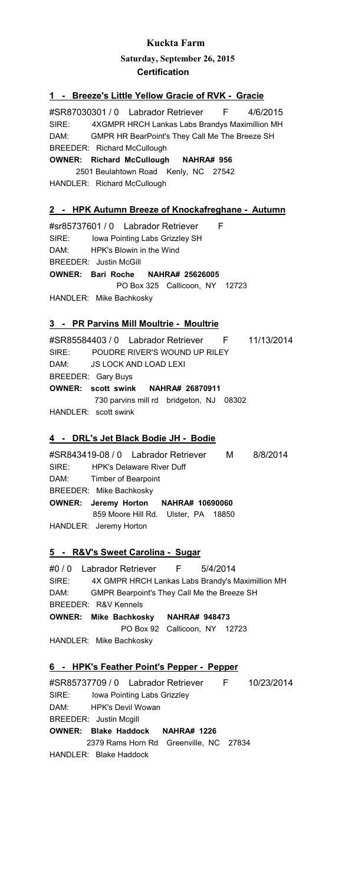**Kuckta Farm**

**Saturday, September 26, 2015**

**Certification**

**1 - Breeze's Little Yellow Gracie of RVK - Gracie**

#SR87030301 / 0 Labrador Retriever F 4/6/2015
SIRE: 4XGMPR HRCH Lankas Labs Brandys Maximillion MH
DAM: GMPR HR BearPoint's They Call Me The Breeze SH
BREEDER: Richard McCullough
**OWNER: Richard McCullough NAHRA# 956**
2501 Beulahtown Road Kenly, NC 27542
HANDLER: Richard McCullough

**2 - HPK Autumn Breeze of Knockafreghane - Autumn**

#sr85737601 / 0 Labrador Retriever F
SIRE: Iowa Pointing Labs Grizzley SH
DAM: HPK's Blowin in the Wind
BREEDER: Justin McGill
**OWNER: Bari Roche NAHRA# 25626005**
PO Box 325 Callicoon, NY 12723
HANDLER: Mike Bachkosky

**3 - PR Parvins Mill Moultrie - Moultrie**

#SR85584403 / 0 Labrador Retriever F 11/13/2014
SIRE: POUDRE RIVER'S WOUND UP RILEY
DAM: JS LOCK AND LOAD LEXI
BREEDER: Gary Buys
**OWNER: scott swink NAHRA# 26870911**
730 parvins mill rd bridgeton, NJ 08302
HANDLER: scott swink

**4 - DRL's Jet Black Bodie JH - Bodie**

#SR843419-08 / 0 Labrador Retriever M 8/8/2014
SIRE: HPK's Delaware River Duff
DAM: Timber of Bearpoint
BREEDER: Mike Bachkosky
**OWNER: Jeremy Horton NAHRA# 10690060**
859 Moore Hill Rd. Ulster, PA 18850
HANDLER: Jeremy Horton

**5 - R&V's Sweet Carolina - Sugar**

#0 / 0 Labrador Retriever F 5/4/2014
SIRE: 4X GMPR HRCH Lankas Labs Brandy's Maximillion MH
DAM: GMPR Bearpoint's They Call Me the Breeze SH
BREEDER: R&V Kennels
**OWNER: Mike Bachkosky NAHRA# 948473**
PO Box 92 Callicoon, NY 12723
HANDLER: Mike Bachkosky

**6 - HPK's Feather Point's Pepper - Pepper**

#SR85737709 / 0 Labrador Retriever F 10/23/2014
SIRE: Iowa Pointing Labs Grizzley
DAM: HPK's Devil Wowan
BREEDER: Justin Mcgill
**OWNER: Blake Haddock NAHRA# 1226**
2379 Rams Horn Rd Greenville, NC 27834
HANDLER: Blake Haddock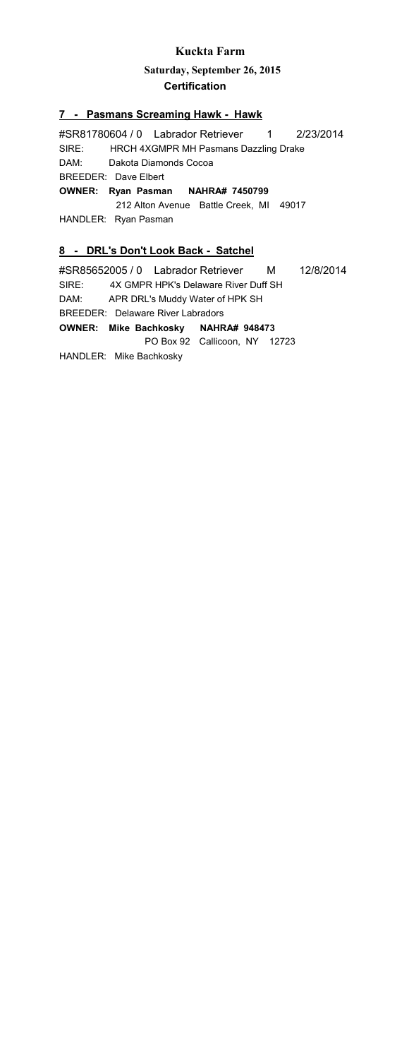**Kuckta Farm**

**Saturday, September 26, 2015**

**Certification**

## 7 - Pasmans Screaming Hawk - Hawk

#SR81780604 / 0 Labrador Retriever 1 2/23/2014

SIRE: HRCH 4XGMPR MH Pasmans Dazzling Drake

DAM: Dakota Diamonds Cocoa

BREEDER: Dave Elbert

**OWNER: Ryan Pasman NAHRA# 7450799**

212 Alton Avenue Battle Creek, MI 49017

HANDLER: Ryan Pasman

## 8 - DRL's Don't Look Back - Satchel

#SR85652005 / 0 Labrador Retriever M 12/8/2014

SIRE: 4X GMPR HPK's Delaware River Duff SH

DAM: APR DRL's Muddy Water of HPK SH

BREEDER: Delaware River Labradors

**OWNER: Mike Bachkosky NAHRA# 948473**

PO Box 92 Callicoon, NY 12723

HANDLER: Mike Bachkosky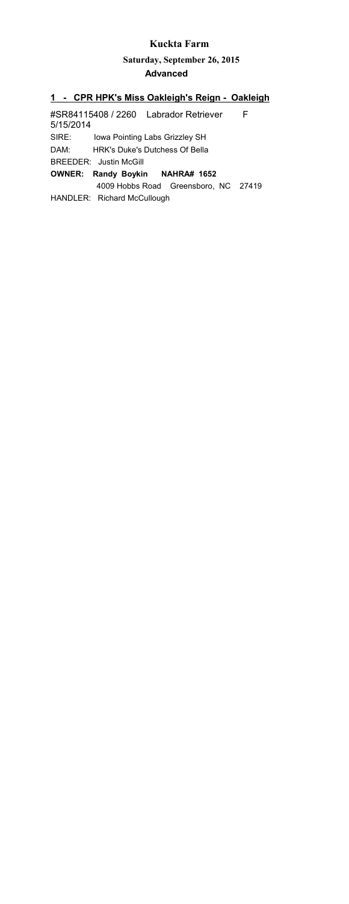# Kuckta Farm

## Saturday, September 26, 2015

### Advanced

**1 - CPR HPK's Miss Oakleigh's Reign - Oakleigh**

#SR84115408 / 2260 Labrador Retriever F
5/15/2014

SIRE: Iowa Pointing Labs Grizzley SH

DAM: HRK's Duke's Dutchess Of Bella

BREEDER: Justin McGill

**OWNER: Randy Boykin NAHRA# 1652**

4009 Hobbs Road Greensboro, NC 27419

HANDLER: Richard McCullough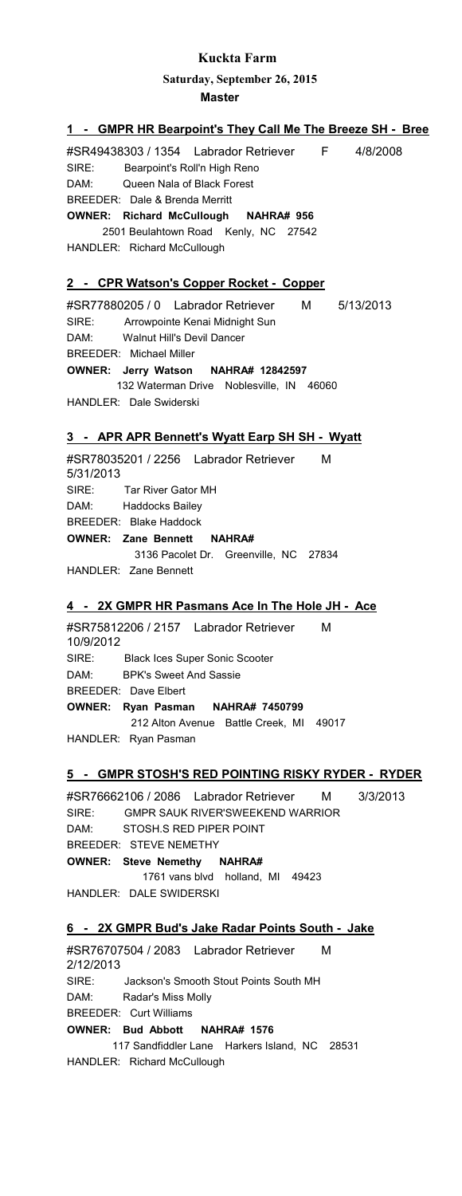# Kuckta Farm

## Saturday, September 26, 2015

### Master

**1 - GMPR HR Bearpoint's They Call Me The Breeze SH - Bree**

#SR49438303 / 1354 Labrador Retriever F 4/8/2008
SIRE: Bearpoint's Roll'n High Reno
DAM: Queen Nala of Black Forest
BREEDER: Dale & Brenda Merritt
**OWNER: Richard McCullough NAHRA# 956**
2501 Beulahtown Road Kenly, NC 27542
HANDLER: Richard McCullough

**2 - CPR Watson's Copper Rocket - Copper**

#SR77880205 / 0 Labrador Retriever M 5/13/2013
SIRE: Arrowpointe Kenai Midnight Sun
DAM: Walnut Hill's Devil Dancer
BREEDER: Michael Miller
**OWNER: Jerry Watson NAHRA# 12842597**
132 Waterman Drive Noblesville, IN 46060
HANDLER: Dale Swiderski

**3 - APR APR Bennett's Wyatt Earp SH SH - Wyatt**

#SR78035201 / 2256 Labrador Retriever M 5/31/2013
SIRE: Tar River Gator MH
DAM: Haddocks Bailey
BREEDER: Blake Haddock
**OWNER: Zane Bennett NAHRA#**
3136 Pacolet Dr. Greenville, NC 27834
HANDLER: Zane Bennett

**4 - 2X GMPR HR Pasmans Ace In The Hole JH - Ace**

#SR75812206 / 2157 Labrador Retriever M 10/9/2012
SIRE: Black Ices Super Sonic Scooter
DAM: BPK's Sweet And Sassie
BREEDER: Dave Elbert
**OWNER: Ryan Pasman NAHRA# 7450799**
212 Alton Avenue Battle Creek, MI 49017
HANDLER: Ryan Pasman

**5 - GMPR STOSH'S RED POINTING RISKY RYDER - RYDER**

#SR76662106 / 2086 Labrador Retriever M 3/3/2013
SIRE: GMPR SAUK RIVER'SWEEKEND WARRIOR
DAM: STOSH.S RED PIPER POINT
BREEDER: STEVE NEMETHY
**OWNER: Steve Nemethy NAHRA#**
1761 vans blvd holland, MI 49423
HANDLER: DALE SWIDERSKI

**6 - 2X GMPR Bud's Jake Radar Points South - Jake**

#SR76707504 / 2083 Labrador Retriever M 2/12/2013
SIRE: Jackson's Smooth Stout Points South MH
DAM: Radar's Miss Molly
BREEDER: Curt Williams
**OWNER: Bud Abbott NAHRA# 1576**
117 Sandfiddler Lane Harkers Island, NC 28531
HANDLER: Richard McCullough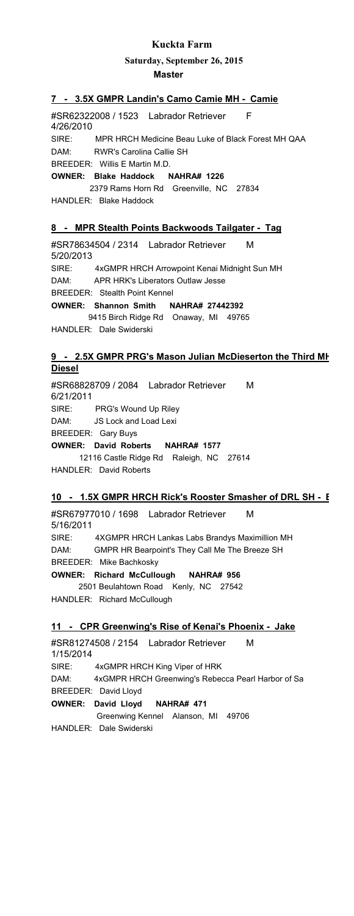# Kuckta Farm

## Saturday, September 26, 2015

### Master

**7 - 3.5X GMPR Landin's Camo Camie MH - Camie**

#SR62322008 / 1523 Labrador Retriever F
4/26/2010
SIRE: MPR HRCH Medicine Beau Luke of Black Forest MH QAA
DAM: RWR's Carolina Callie SH
BREEDER: Willis E Martin M.D.
**OWNER: Blake Haddock NAHRA# 1226**
2379 Rams Horn Rd Greenville, NC 27834
HANDLER: Blake Haddock

**8 - MPR Stealth Points Backwoods Tailgater - Tag**

#SR78634504 / 2314 Labrador Retriever M
5/20/2013
SIRE: 4xGMPR HRCH Arrowpoint Kenai Midnight Sun MH
DAM: APR HRK's Liberators Outlaw Jesse
BREEDER: Stealth Point Kennel
**OWNER: Shannon Smith NAHRA# 27442392**
9415 Birch Ridge Rd Onaway, MI 49765
HANDLER: Dale Swiderski

**9 - 2.5X GMPR PRG's Mason Julian McDieserton the Third MH Diesel**

#SR68828709 / 2084 Labrador Retriever M
6/21/2011
SIRE: PRG's Wound Up Riley
DAM: JS Lock and Load Lexi
BREEDER: Gary Buys
**OWNER: David Roberts NAHRA# 1577**
12116 Castle Ridge Rd Raleigh, NC 27614
HANDLER: David Roberts

**10 - 1.5X GMPR HRCH Rick's Rooster Smasher of DRL SH - E**

#SR67977010 / 1698 Labrador Retriever M
5/16/2011
SIRE: 4XGMPR HRCH Lankas Labs Brandys Maximillion MH
DAM: GMPR HR Bearpoint's They Call Me The Breeze SH
BREEDER: Mike Bachkosky
**OWNER: Richard McCullough NAHRA# 956**
2501 Beulahtown Road Kenly, NC 27542
HANDLER: Richard McCullough

**11 - CPR Greenwing's Rise of Kenai's Phoenix - Jake**

#SR81274508 / 2154 Labrador Retriever M
1/15/2014
SIRE: 4xGMPR HRCH King Viper of HRK
DAM: 4xGMPR HRCH Greenwing's Rebecca Pearl Harbor of Sa
BREEDER: David Lloyd
**OWNER: David Lloyd NAHRA# 471**
Greenwing Kennel Alanson, MI 49706
HANDLER: Dale Swiderski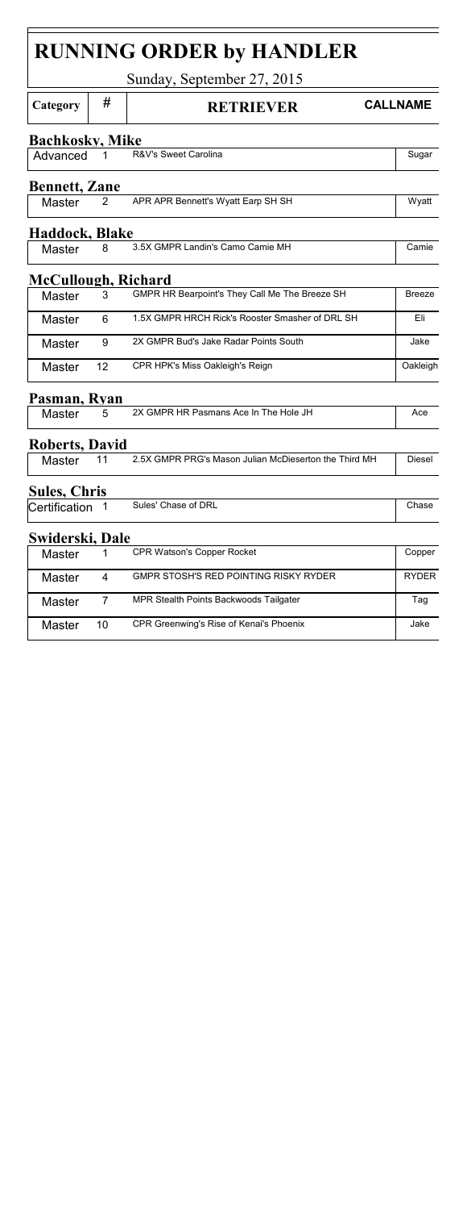# RUNNING ORDER by HANDLER

Sunday, September 27, 2015

| Category | # | RETRIEVER | CALLNAME |
|---|---|---|---|

### Bachkosky, Mike

| Category | # | RETRIEVER | CALLNAME |
|---|---|---|---|
| Advanced | 1 | R&V's Sweet Carolina | Sugar |

### Bennett, Zane

| Category | # | RETRIEVER | CALLNAME |
|---|---|---|---|
| Master | 2 | APR APR Bennett's Wyatt Earp SH SH | Wyatt |

### Haddock, Blake

| Category | # | RETRIEVER | CALLNAME |
|---|---|---|---|
| Master | 8 | 3.5X GMPR Landin's Camo Camie MH | Camie |

### McCullough, Richard

| Category | # | RETRIEVER | CALLNAME |
|---|---|---|---|
| Master | 3 | GMPR HR Bearpoint's They Call Me The Breeze SH | Breeze |
| Master | 6 | 1.5X GMPR HRCH Rick's Rooster Smasher of DRL SH | Eli |
| Master | 9 | 2X GMPR Bud's Jake Radar Points South | Jake |
| Master | 12 | CPR HPK's Miss Oakleigh's Reign | Oakleigh |

### Pasman, Ryan

| Category | # | RETRIEVER | CALLNAME |
|---|---|---|---|
| Master | 5 | 2X GMPR HR Pasmans Ace In The Hole JH | Ace |

### Roberts, David

| Category | # | RETRIEVER | CALLNAME |
|---|---|---|---|
| Master | 11 | 2.5X GMPR PRG's Mason Julian McDieserton the Third MH | Diesel |

### Sules, Chris

| Category | # | RETRIEVER | CALLNAME |
|---|---|---|---|
| Certification | 1 | Sules' Chase of DRL | Chase |

### Swiderski, Dale

| Category | # | RETRIEVER | CALLNAME |
|---|---|---|---|
| Master | 1 | CPR Watson's Copper Rocket | Copper |
| Master | 4 | GMPR STOSH'S RED POINTING RISKY RYDER | RYDER |
| Master | 7 | MPR Stealth Points Backwoods Tailgater | Tag |
| Master | 10 | CPR Greenwing's Rise of Kenai's Phoenix | Jake |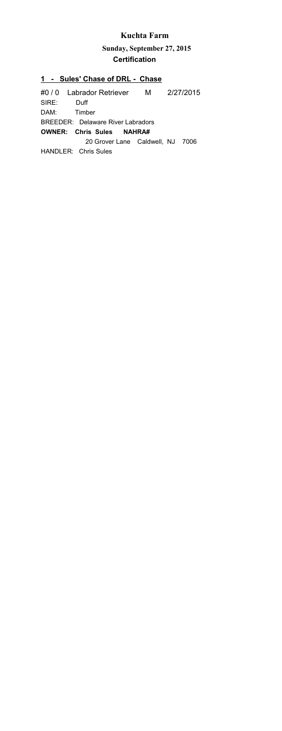# Kuchta Farm

## Sunday, September 27, 2015

### Certification

**1 - Sules' Chase of DRL - Chase**

#0 / 0 Labrador Retriever M 2/27/2015

SIRE: Duff

DAM: Timber

BREEDER: Delaware River Labradors

**OWNER: Chris Sules NAHRA#**

20 Grover Lane Caldwell, NJ 7006

HANDLER: Chris Sules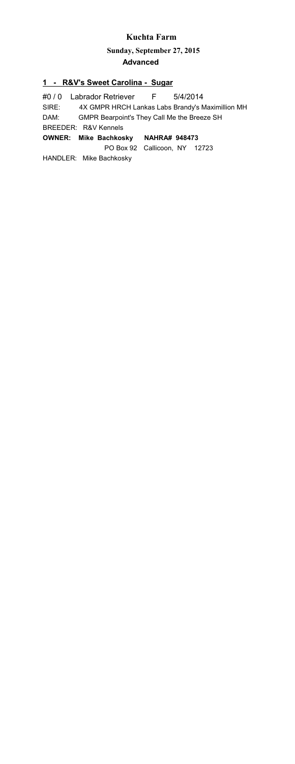# Kuchta Farm

## Sunday, September 27, 2015

## Advanced

**1 - R&V's Sweet Carolina - Sugar**

#0 / 0 Labrador Retriever F 5/4/2014

SIRE: 4X GMPR HRCH Lankas Labs Brandy's Maximillion MH

DAM: GMPR Bearpoint's They Call Me the Breeze SH

BREEDER: R&V Kennels

**OWNER: Mike Bachkosky NAHRA# 948473**

PO Box 92 Callicoon, NY 12723

HANDLER: Mike Bachkosky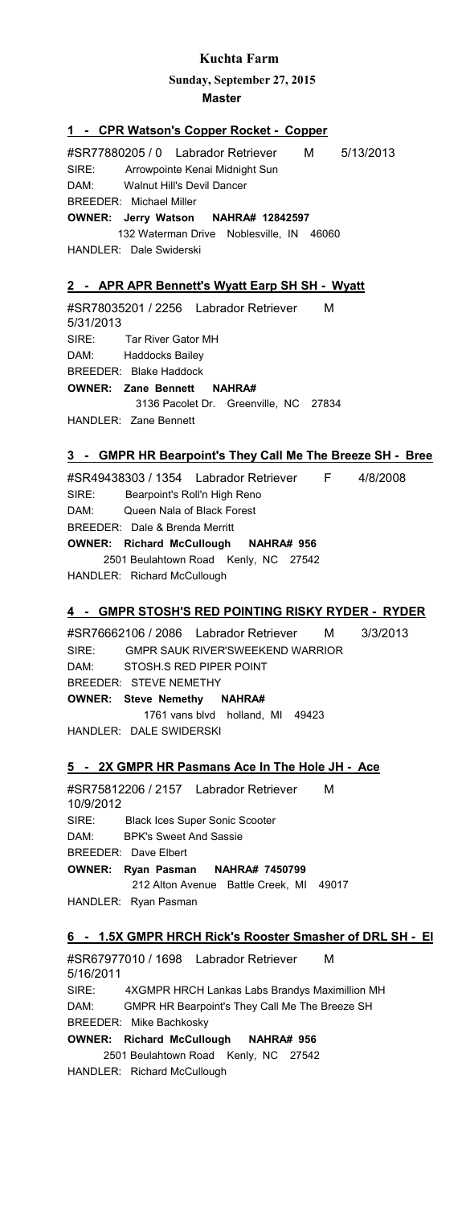# Kuchta Farm

## Sunday, September 27, 2015

### Master

**1 - CPR Watson's Copper Rocket - Copper**

#SR77880205 / 0 Labrador Retriever M 5/13/2013
SIRE: Arrowpointe Kenai Midnight Sun
DAM: Walnut Hill's Devil Dancer
BREEDER: Michael Miller
**OWNER: Jerry Watson NAHRA# 12842597**
132 Waterman Drive Noblesville, IN 46060
HANDLER: Dale Swiderski

**2 - APR APR Bennett's Wyatt Earp SH SH - Wyatt**

#SR78035201 / 2256 Labrador Retriever M
5/31/2013
SIRE: Tar River Gator MH
DAM: Haddocks Bailey
BREEDER: Blake Haddock
**OWNER: Zane Bennett NAHRA#**
3136 Pacolet Dr. Greenville, NC 27834
HANDLER: Zane Bennett

**3 - GMPR HR Bearpoint's They Call Me The Breeze SH - Bree**

#SR49438303 / 1354 Labrador Retriever F 4/8/2008
SIRE: Bearpoint's Roll'n High Reno
DAM: Queen Nala of Black Forest
BREEDER: Dale & Brenda Merritt
**OWNER: Richard McCullough NAHRA# 956**
2501 Beulahtown Road Kenly, NC 27542
HANDLER: Richard McCullough

**4 - GMPR STOSH'S RED POINTING RISKY RYDER - RYDER**

#SR76662106 / 2086 Labrador Retriever M 3/3/2013
SIRE: GMPR SAUK RIVER'SWEEKEND WARRIOR
DAM: STOSH.S RED PIPER POINT
BREEDER: STEVE NEMETHY
**OWNER: Steve Nemethy NAHRA#**
1761 vans blvd holland, MI 49423
HANDLER: DALE SWIDERSKI

**5 - 2X GMPR HR Pasmans Ace In The Hole JH - Ace**

#SR75812206 / 2157 Labrador Retriever M
10/9/2012
SIRE: Black Ices Super Sonic Scooter
DAM: BPK's Sweet And Sassie
BREEDER: Dave Elbert
**OWNER: Ryan Pasman NAHRA# 7450799**
212 Alton Avenue Battle Creek, MI 49017
HANDLER: Ryan Pasman

**6 - 1.5X GMPR HRCH Rick's Rooster Smasher of DRL SH - El**

#SR67977010 / 1698 Labrador Retriever M
5/16/2011
SIRE: 4XGMPR HRCH Lankas Labs Brandys Maximillion MH
DAM: GMPR HR Bearpoint's They Call Me The Breeze SH
BREEDER: Mike Bachkosky
**OWNER: Richard McCullough NAHRA# 956**
2501 Beulahtown Road Kenly, NC 27542
HANDLER: Richard McCullough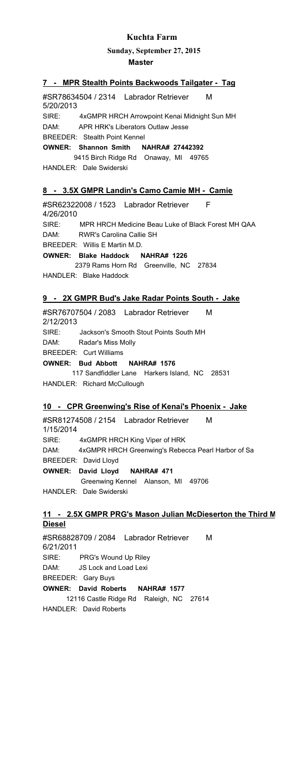# Kuchta Farm

## Sunday, September 27, 2015

### Master

### 7 - MPR Stealth Points Backwoods Tailgater - Tag

#SR78634504 / 2314 Labrador Retriever M
5/20/2013
SIRE: 4xGMPR HRCH Arrowpoint Kenai Midnight Sun MH
DAM: APR HRK's Liberators Outlaw Jesse
BREEDER: Stealth Point Kennel
**OWNER: Shannon Smith NAHRA# 27442392**
9415 Birch Ridge Rd Onaway, MI 49765
HANDLER: Dale Swiderski

### 8 - 3.5X GMPR Landin's Camo Camie MH - Camie

#SR62322008 / 1523 Labrador Retriever F
4/26/2010
SIRE: MPR HRCH Medicine Beau Luke of Black Forest MH QAA
DAM: RWR's Carolina Callie SH
BREEDER: Willis E Martin M.D.
**OWNER: Blake Haddock NAHRA# 1226**
2379 Rams Horn Rd Greenville, NC 27834
HANDLER: Blake Haddock

### 9 - 2X GMPR Bud's Jake Radar Points South - Jake

#SR76707504 / 2083 Labrador Retriever M
2/12/2013
SIRE: Jackson's Smooth Stout Points South MH
DAM: Radar's Miss Molly
BREEDER: Curt Williams
**OWNER: Bud Abbott NAHRA# 1576**
117 Sandfiddler Lane Harkers Island, NC 28531
HANDLER: Richard McCullough

### 10 - CPR Greenwing's Rise of Kenai's Phoenix - Jake

#SR81274508 / 2154 Labrador Retriever M
1/15/2014
SIRE: 4xGMPR HRCH King Viper of HRK
DAM: 4xGMPR HRCH Greenwing's Rebecca Pearl Harbor of Sa
BREEDER: David Lloyd
**OWNER: David Lloyd NAHRA# 471**
Greenwing Kennel Alanson, MI 49706
HANDLER: Dale Swiderski

### 11 - 2.5X GMPR PRG's Mason Julian McDieserton the Third M Diesel

#SR68828709 / 2084 Labrador Retriever M
6/21/2011
SIRE: PRG's Wound Up Riley
DAM: JS Lock and Load Lexi
BREEDER: Gary Buys
**OWNER: David Roberts NAHRA# 1577**
12116 Castle Ridge Rd Raleigh, NC 27614
HANDLER: David Roberts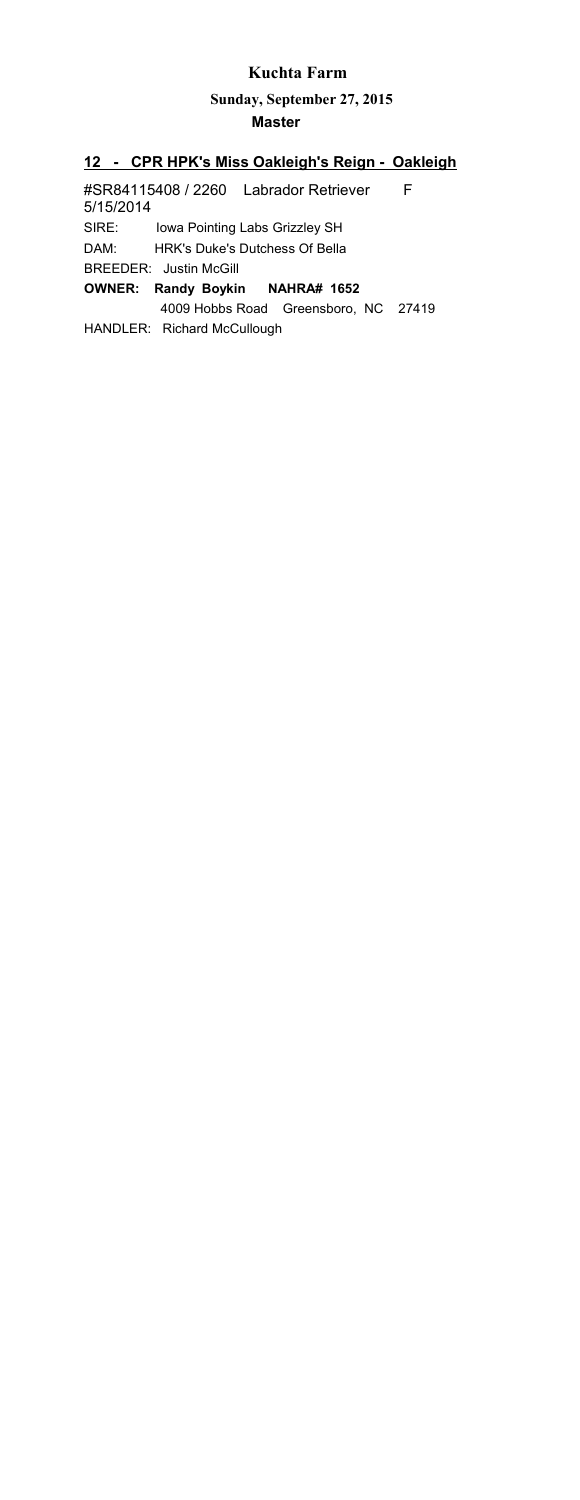# Kuchta Farm

## Sunday, September 27, 2015

### Master

**12 - CPR HPK's Miss Oakleigh's Reign - Oakleigh**

#SR84115408 / 2260 Labrador Retriever F
5/15/2014

SIRE: Iowa Pointing Labs Grizzley SH

DAM: HRK's Duke's Dutchess Of Bella

BREEDER: Justin McGill

**OWNER: Randy Boykin NAHRA# 1652**

4009 Hobbs Road Greensboro, NC 27419

HANDLER: Richard McCullough